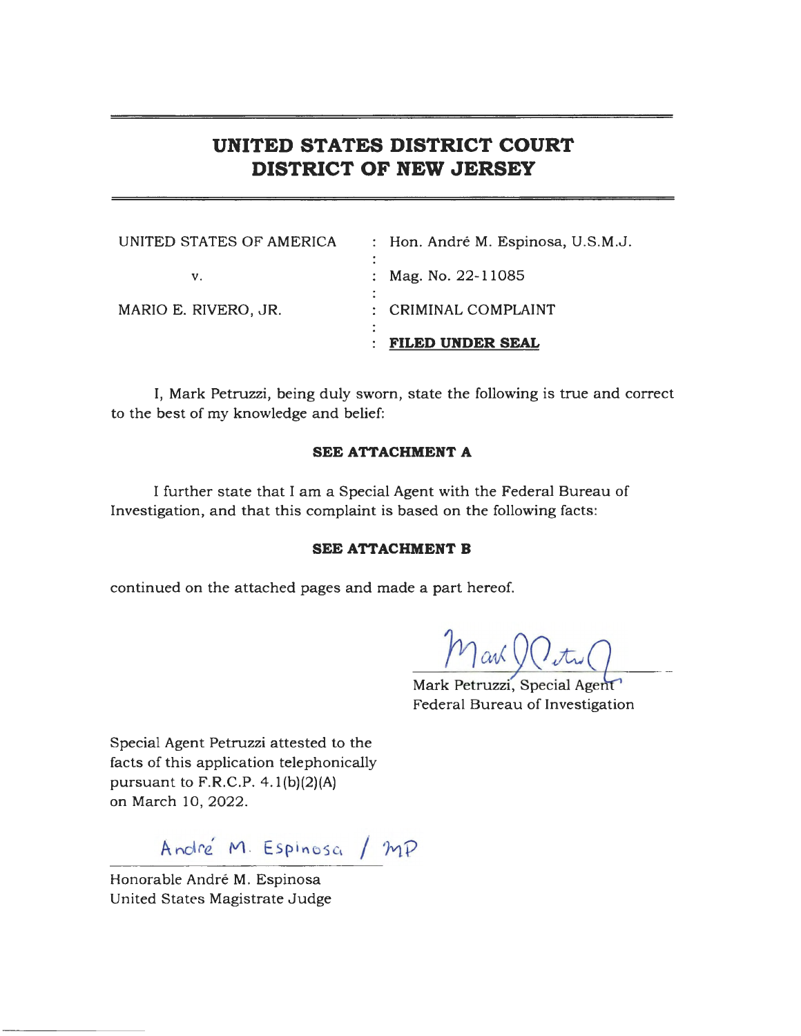# UNITED STATES DISTRICT COURT
# DISTRICT OF NEW JERSEY

| | |
|---|---|
| UNITED STATES OF AMERICA | : Hon. André M. Espinosa, U.S.M.J. |
| v. | : Mag. No. 22-11085 |
| MARIO E. RIVERO, JR. | : CRIMINAL COMPLAINT |
| | : **FILED UNDER SEAL** |

I, Mark Petruzzi, being duly sworn, state the following is true and correct to the best of my knowledge and belief:

**SEE ATTACHMENT A**

I further state that I am a Special Agent with the Federal Bureau of Investigation, and that this complaint is based on the following facts:

**SEE ATTACHMENT B**

continued on the attached pages and made a part hereof.

Mark Petruzzi, Special Agent
Federal Bureau of Investigation

Special Agent Petruzzi attested to the facts of this application telephonically pursuant to F.R.C.P. 4.1(b)(2)(A) on March 10, 2022.

André M. Espinosa / MP

Honorable André M. Espinosa
United States Magistrate Judge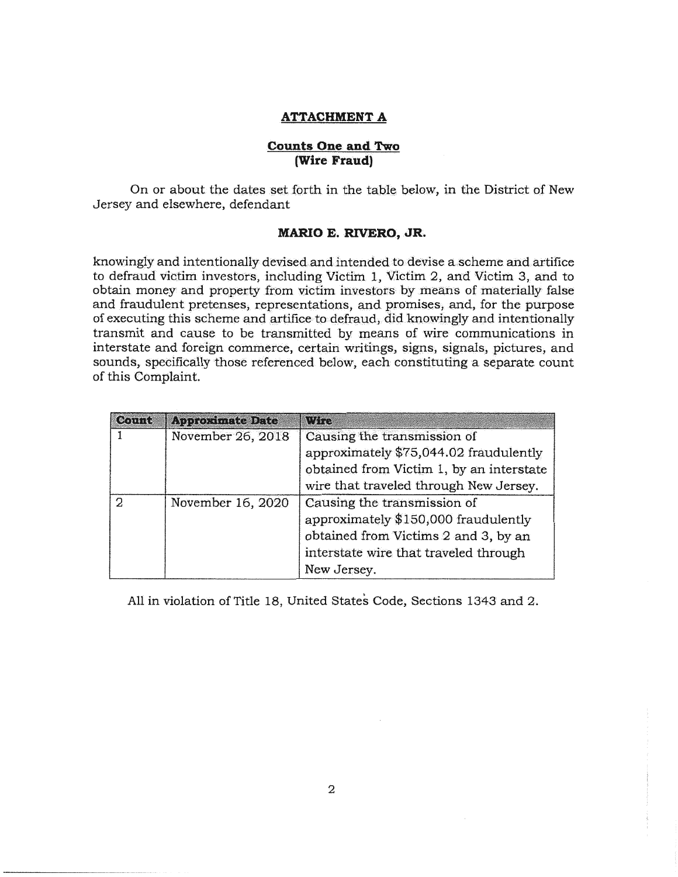## ATTACHMENT A

### Counts One and Two
### (Wire Fraud)

On or about the dates set forth in the table below, in the District of New Jersey and elsewhere, defendant

**MARIO E. RIVERO, JR.**

knowingly and intentionally devised and intended to devise a scheme and artifice to defraud victim investors, including Victim 1, Victim 2, and Victim 3, and to obtain money and property from victim investors by means of materially false and fraudulent pretenses, representations, and promises, and, for the purpose of executing this scheme and artifice to defraud, did knowingly and intentionally transmit and cause to be transmitted by means of wire communications in interstate and foreign commerce, certain writings, signs, signals, pictures, and sounds, specifically those referenced below, each constituting a separate count of this Complaint.

| Count | Approximate Date | Wire |
|---|---|---|
| 1 | November 26, 2018 | Causing the transmission of approximately $75,044.02 fraudulently obtained from Victim 1, by an interstate wire that traveled through New Jersey. |
| 2 | November 16, 2020 | Causing the transmission of approximately $150,000 fraudulently obtained from Victims 2 and 3, by an interstate wire that traveled through New Jersey. |

All in violation of Title 18, United States Code, Sections 1343 and 2.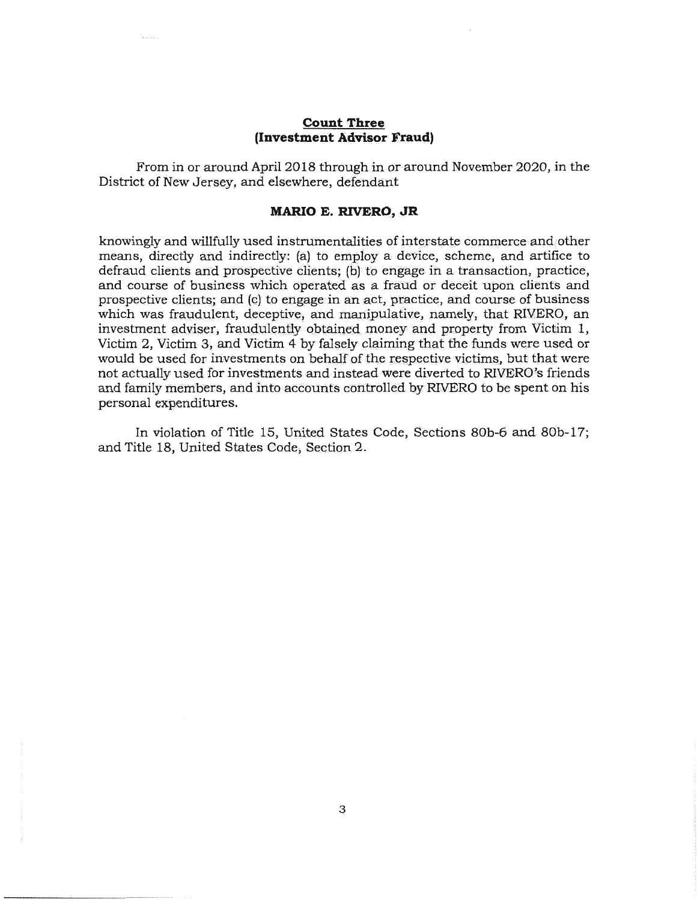**Count Three**
**(Investment Advisor Fraud)**

From in or around April 2018 through in or around November 2020, in the District of New Jersey, and elsewhere, defendant

**MARIO E. RIVERO, JR**

knowingly and willfully used instrumentalities of interstate commerce and other means, directly and indirectly: (a) to employ a device, scheme, and artifice to defraud clients and prospective clients; (b) to engage in a transaction, practice, and course of business which operated as a fraud or deceit upon clients and prospective clients; and (c) to engage in an act, practice, and course of business which was fraudulent, deceptive, and manipulative, namely, that RIVERO, an investment adviser, fraudulently obtained money and property from Victim 1, Victim 2, Victim 3, and Victim 4 by falsely claiming that the funds were used or would be used for investments on behalf of the respective victims, but that were not actually used for investments and instead were diverted to RIVERO's friends and family members, and into accounts controlled by RIVERO to be spent on his personal expenditures.

In violation of Title 15, United States Code, Sections 80b-6 and 80b-17; and Title 18, United States Code, Section 2.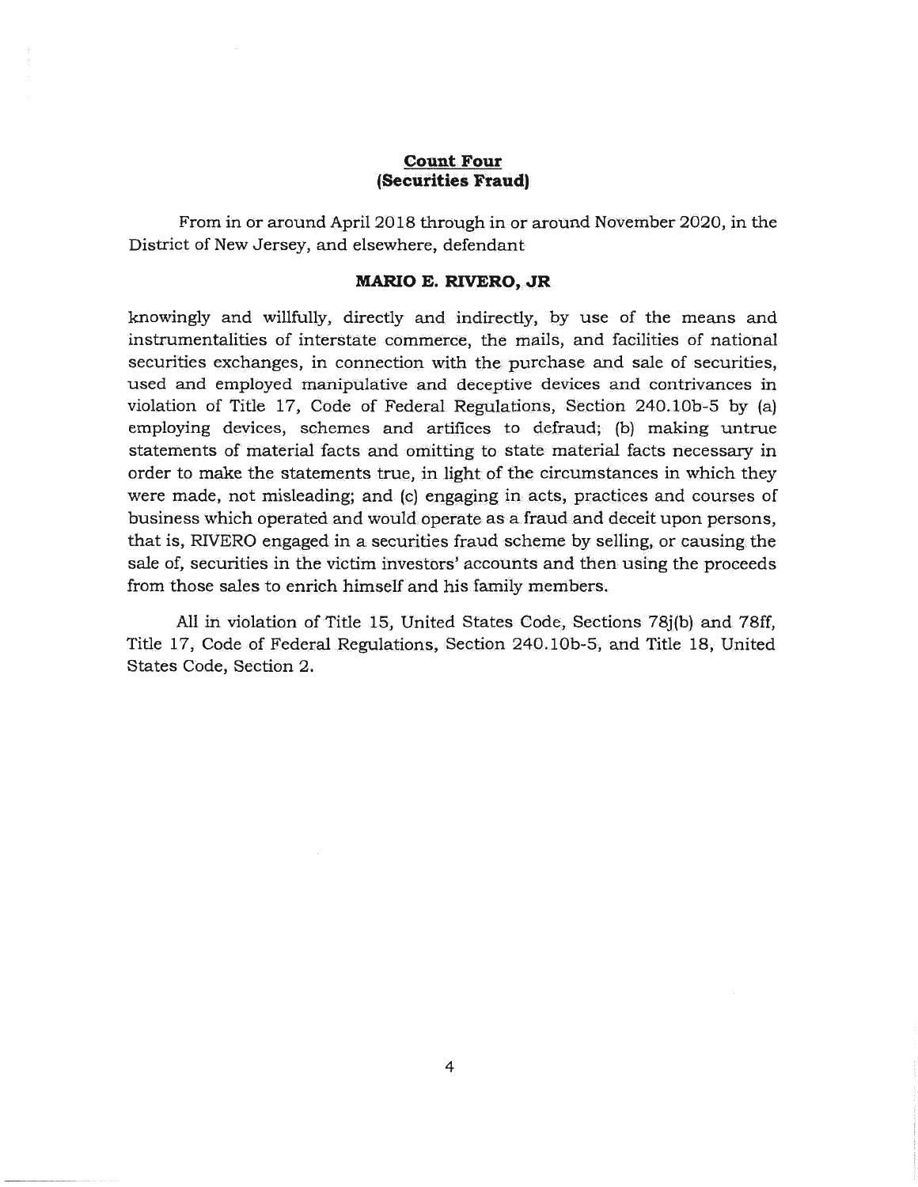**Count Four**
**(Securities Fraud)**

From in or around April 2018 through in or around November 2020, in the District of New Jersey, and elsewhere, defendant

**MARIO E. RIVERO, JR**

knowingly and willfully, directly and indirectly, by use of the means and instrumentalities of interstate commerce, the mails, and facilities of national securities exchanges, in connection with the purchase and sale of securities, used and employed manipulative and deceptive devices and contrivances in violation of Title 17, Code of Federal Regulations, Section 240.10b-5 by (a) employing devices, schemes and artifices to defraud; (b) making untrue statements of material facts and omitting to state material facts necessary in order to make the statements true, in light of the circumstances in which they were made, not misleading; and (c) engaging in acts, practices and courses of business which operated and would operate as a fraud and deceit upon persons, that is, RIVERO engaged in a securities fraud scheme by selling, or causing the sale of, securities in the victim investors' accounts and then using the proceeds from those sales to enrich himself and his family members.

All in violation of Title 15, United States Code, Sections 78j(b) and 78ff, Title 17, Code of Federal Regulations, Section 240.10b-5, and Title 18, United States Code, Section 2.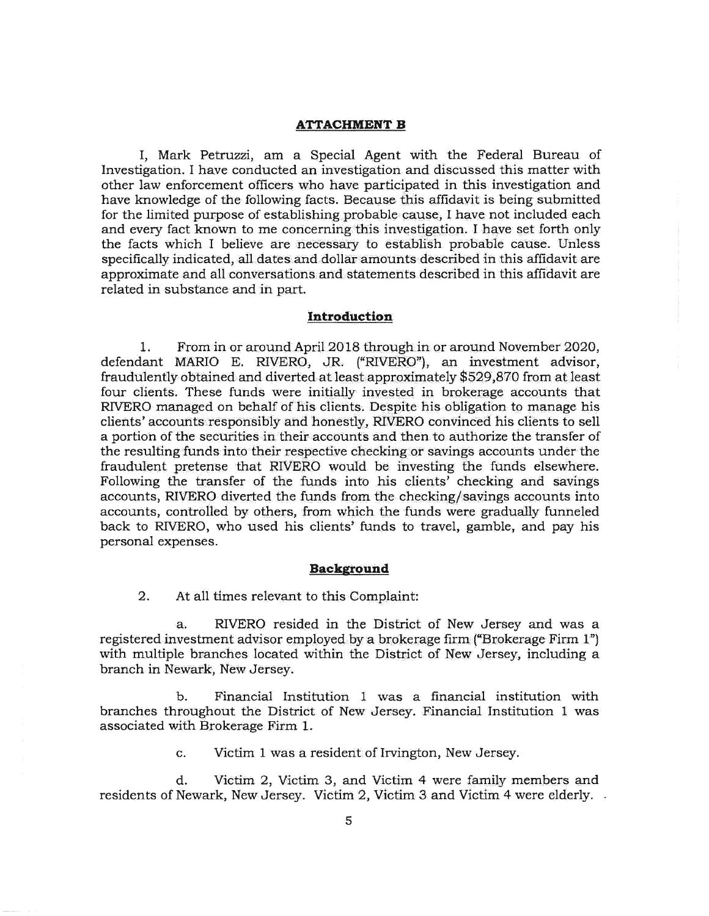## ATTACHMENT B

I, Mark Petruzzi, am a Special Agent with the Federal Bureau of Investigation. I have conducted an investigation and discussed this matter with other law enforcement officers who have participated in this investigation and have knowledge of the following facts. Because this affidavit is being submitted for the limited purpose of establishing probable cause, I have not included each and every fact known to me concerning this investigation. I have set forth only the facts which I believe are necessary to establish probable cause. Unless specifically indicated, all dates and dollar amounts described in this affidavit are approximate and all conversations and statements described in this affidavit are related in substance and in part.

### Introduction

1. From in or around April 2018 through in or around November 2020, defendant MARIO E. RIVERO, JR. ("RIVERO"), an investment advisor, fraudulently obtained and diverted at least approximately $529,870 from at least four clients. These funds were initially invested in brokerage accounts that RIVERO managed on behalf of his clients. Despite his obligation to manage his clients' accounts responsibly and honestly, RIVERO convinced his clients to sell a portion of the securities in their accounts and then to authorize the transfer of the resulting funds into their respective checking or savings accounts under the fraudulent pretense that RIVERO would be investing the funds elsewhere. Following the transfer of the funds into his clients' checking and savings accounts, RIVERO diverted the funds from the checking/savings accounts into accounts, controlled by others, from which the funds were gradually funneled back to RIVERO, who used his clients' funds to travel, gamble, and pay his personal expenses.

### Background

2. At all times relevant to this Complaint:

   a. RIVERO resided in the District of New Jersey and was a registered investment advisor employed by a brokerage firm ("Brokerage Firm 1") with multiple branches located within the District of New Jersey, including a branch in Newark, New Jersey.

   b. Financial Institution 1 was a financial institution with branches throughout the District of New Jersey. Financial Institution 1 was associated with Brokerage Firm 1.

   c. Victim 1 was a resident of Irvington, New Jersey.

   d. Victim 2, Victim 3, and Victim 4 were family members and residents of Newark, New Jersey. Victim 2, Victim 3 and Victim 4 were elderly.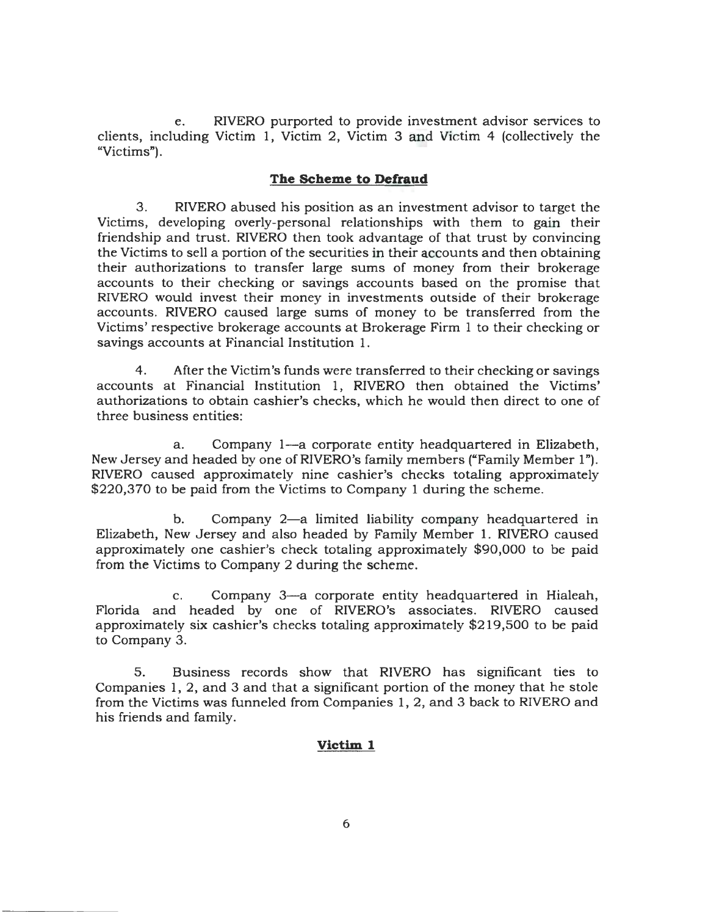e. RIVERO purported to provide investment advisor services to clients, including Victim 1, Victim 2, Victim 3 and Victim 4 (collectively the "Victims").

## **The Scheme to Defraud**

3. RIVERO abused his position as an investment advisor to target the Victims, developing overly-personal relationships with them to gain their friendship and trust. RIVERO then took advantage of that trust by convincing the Victims to sell a portion of the securities in their accounts and then obtaining their authorizations to transfer large sums of money from their brokerage accounts to their checking or savings accounts based on the promise that RIVERO would invest their money in investments outside of their brokerage accounts. RIVERO caused large sums of money to be transferred from the Victims' respective brokerage accounts at Brokerage Firm 1 to their checking or savings accounts at Financial Institution 1.

4. After the Victim's funds were transferred to their checking or savings accounts at Financial Institution 1, RIVERO then obtained the Victims' authorizations to obtain cashier's checks, which he would then direct to one of three business entities:

a. Company 1—a corporate entity headquartered in Elizabeth, New Jersey and headed by one of RIVERO's family members ("Family Member 1"). RIVERO caused approximately nine cashier's checks totaling approximately $220,370 to be paid from the Victims to Company 1 during the scheme.

b. Company 2—a limited liability company headquartered in Elizabeth, New Jersey and also headed by Family Member 1. RIVERO caused approximately one cashier's check totaling approximately $90,000 to be paid from the Victims to Company 2 during the scheme.

c. Company 3—a corporate entity headquartered in Hialeah, Florida and headed by one of RIVERO's associates. RIVERO caused approximately six cashier's checks totaling approximately $219,500 to be paid to Company 3.

5. Business records show that RIVERO has significant ties to Companies 1, 2, and 3 and that a significant portion of the money that he stole from the Victims was funneled from Companies 1, 2, and 3 back to RIVERO and his friends and family.

## **Victim 1**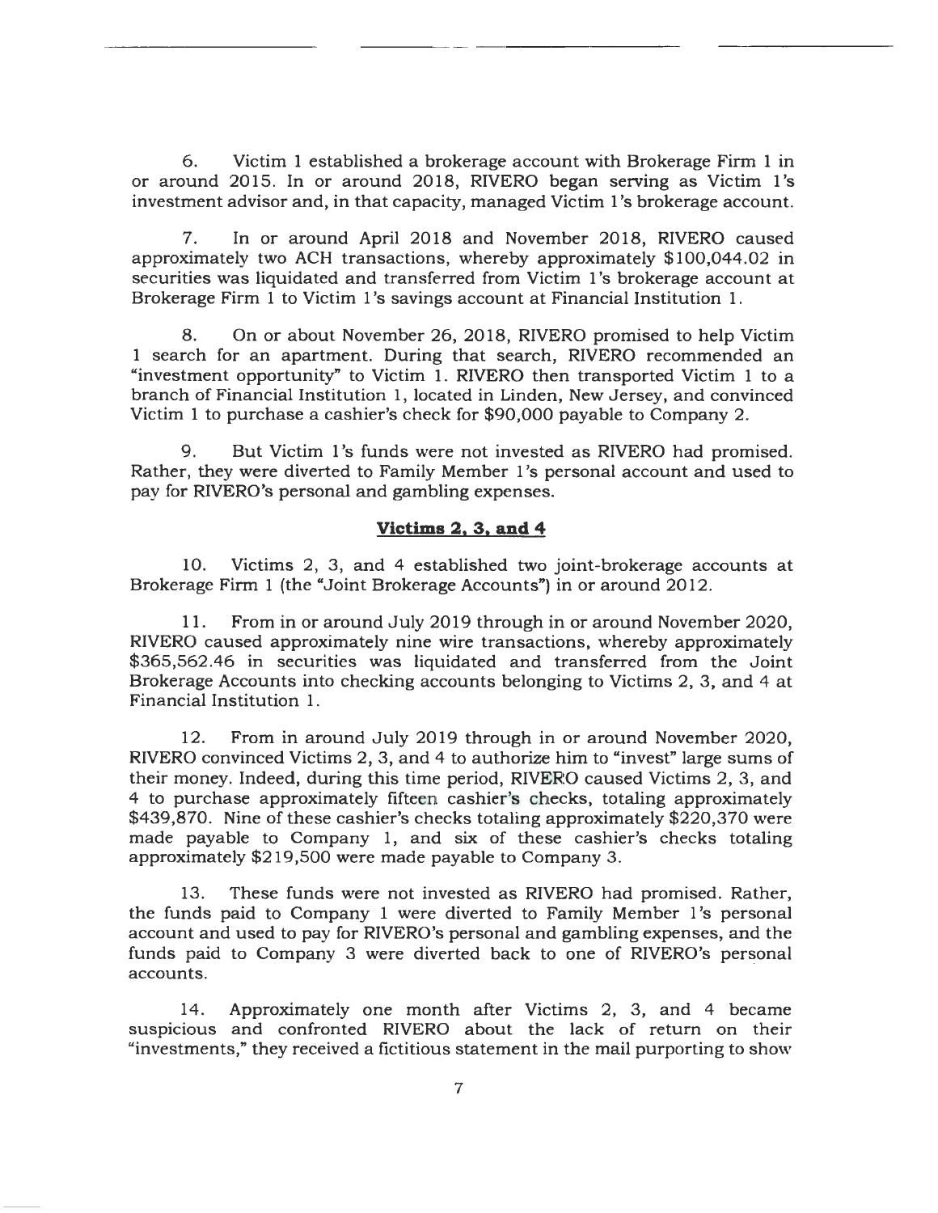6. Victim 1 established a brokerage account with Brokerage Firm 1 in or around 2015. In or around 2018, RIVERO began serving as Victim 1's investment advisor and, in that capacity, managed Victim 1's brokerage account.

7. In or around April 2018 and November 2018, RIVERO caused approximately two ACH transactions, whereby approximately $100,044.02 in securities was liquidated and transferred from Victim 1's brokerage account at Brokerage Firm 1 to Victim 1's savings account at Financial Institution 1.

8. On or about November 26, 2018, RIVERO promised to help Victim 1 search for an apartment. During that search, RIVERO recommended an "investment opportunity" to Victim 1. RIVERO then transported Victim 1 to a branch of Financial Institution 1, located in Linden, New Jersey, and convinced Victim 1 to purchase a cashier's check for $90,000 payable to Company 2.

9. But Victim 1's funds were not invested as RIVERO had promised. Rather, they were diverted to Family Member 1's personal account and used to pay for RIVERO's personal and gambling expenses.

**Victims 2, 3, and 4**

10. Victims 2, 3, and 4 established two joint-brokerage accounts at Brokerage Firm 1 (the "Joint Brokerage Accounts") in or around 2012.

11. From in or around July 2019 through in or around November 2020, RIVERO caused approximately nine wire transactions, whereby approximately $365,562.46 in securities was liquidated and transferred from the Joint Brokerage Accounts into checking accounts belonging to Victims 2, 3, and 4 at Financial Institution 1.

12. From in around July 2019 through in or around November 2020, RIVERO convinced Victims 2, 3, and 4 to authorize him to "invest" large sums of their money. Indeed, during this time period, RIVERO caused Victims 2, 3, and 4 to purchase approximately fifteen cashier's checks, totaling approximately $439,870. Nine of these cashier's checks totaling approximately $220,370 were made payable to Company 1, and six of these cashier's checks totaling approximately $219,500 were made payable to Company 3.

13. These funds were not invested as RIVERO had promised. Rather, the funds paid to Company 1 were diverted to Family Member 1's personal account and used to pay for RIVERO's personal and gambling expenses, and the funds paid to Company 3 were diverted back to one of RIVERO's personal accounts.

14. Approximately one month after Victims 2, 3, and 4 became suspicious and confronted RIVERO about the lack of return on their "investments," they received a fictitious statement in the mail purporting to show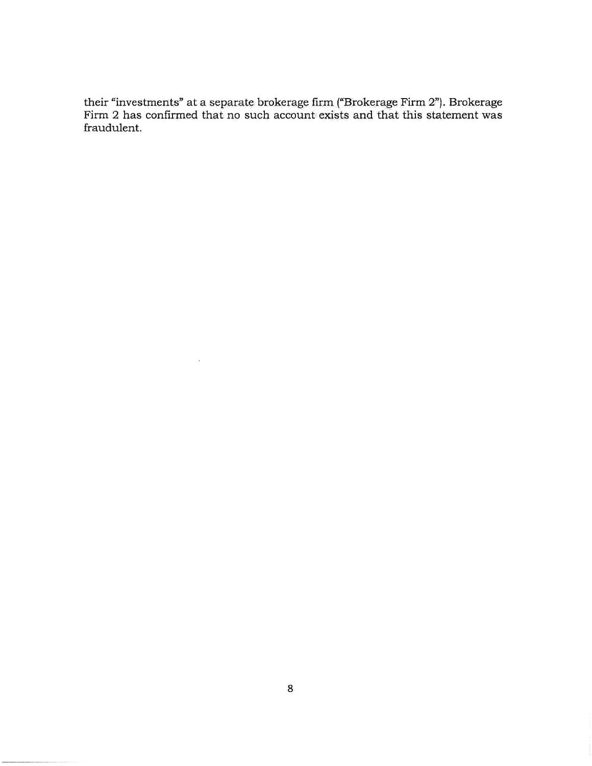their “investments” at a separate brokerage firm (“Brokerage Firm 2”). Brokerage Firm 2 has confirmed that no such account exists and that this statement was fraudulent.